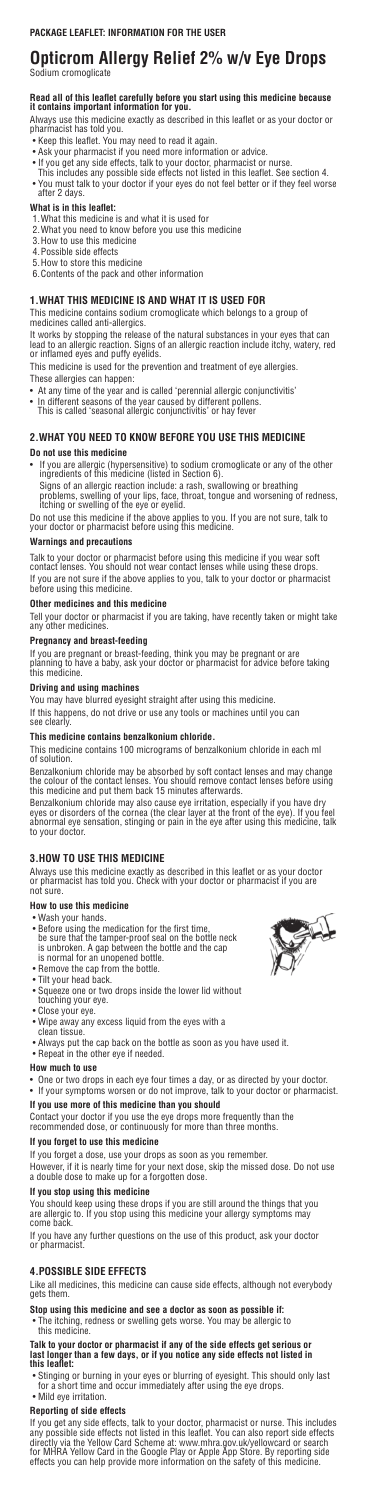**PACKAGE LEAFLET: INFORMATION FOR THE USER**

# Opticrom Allergy Relief 2% w/v Eye Drops

Sodium cromoglicate

**Read all of this leaflet carefully before you start using this medicine because it contains important information for you.**

Always use this medicine exactly as described in this leaflet or as your doctor or pharmacist has told you.

- Keep this leaflet. You may need to read it again.
- Ask your pharmacist if you need more information or advice.
- If you get any side effects, talk to your doctor, pharmacist or nurse. This includes any possible side effects not listed in this leaflet. See section 4.
- You must talk to your doctor if your eyes do not feel better or if they feel worse after 2 days.

**What is in this leaflet:**

1. What this medicine is and what it is used for
2. What you need to know before you use this medicine
3. How to use this medicine
4. Possible side effects
5. How to store this medicine
6. Contents of the pack and other information

## 1. WHAT THIS MEDICINE IS AND WHAT IT IS USED FOR

This medicine contains sodium cromoglicate which belongs to a group of medicines called anti-allergics.

It works by stopping the release of the natural substances in your eyes that can lead to an allergic reaction. Signs of an allergic reaction include itchy, watery, red or inflamed eyes and puffy eyelids.

This medicine is used for the prevention and treatment of eye allergies.

These allergies can happen:

- At any time of the year and is called 'perennial allergic conjunctivitis'
- In different seasons of the year caused by different pollens. This is called 'seasonal allergic conjunctivitis' or hay fever

## 2. WHAT YOU NEED TO KNOW BEFORE YOU USE THIS MEDICINE

### Do not use this medicine

- If you are allergic (hypersensitive) to sodium cromoglicate or any of the other ingredients of this medicine (listed in Section 6).

  Signs of an allergic reaction include: a rash, swallowing or breathing problems, swelling of your lips, face, throat, tongue and worsening of redness, itching or swelling of the eye or eyelid.

Do not use this medicine if the above applies to you. If you are not sure, talk to your doctor or pharmacist before using this medicine.

### Warnings and precautions

Talk to your doctor or pharmacist before using this medicine if you wear soft contact lenses. You should not wear contact lenses while using these drops.

If you are not sure if the above applies to you, talk to your doctor or pharmacist before using this medicine.

### Other medicines and this medicine

Tell your doctor or pharmacist if you are taking, have recently taken or might take any other medicines.

### Pregnancy and breast-feeding

If you are pregnant or breast-feeding, think you may be pregnant or are planning to have a baby, ask your doctor or pharmacist for advice before taking this medicine.

### Driving and using machines

You may have blurred eyesight straight after using this medicine.

If this happens, do not drive or use any tools or machines until you can see clearly.

### This medicine contains benzalkonium chloride.

This medicine contains 100 micrograms of benzalkonium chloride in each ml of solution.

Benzalkonium chloride may be absorbed by soft contact lenses and may change the colour of the contact lenses. You should remove contact lenses before using this medicine and put them back 15 minutes afterwards.

Benzalkonium chloride may also cause eye irritation, especially if you have dry eyes or disorders of the cornea (the clear layer at the front of the eye). If you feel abnormal eye sensation, stinging or pain in the eye after using this medicine, talk to your doctor.

## 3. HOW TO USE THIS MEDICINE

Always use this medicine exactly as described in this leaflet or as your doctor or pharmacist has told you. Check with your doctor or pharmacist if you are not sure.

### How to use this medicine

- Wash your hands.
- Before using the medication for the first time, be sure that the tamper-proof seal on the bottle neck is unbroken. A gap between the bottle and the cap is normal for an unopened bottle.
- Remove the cap from the bottle.
- Tilt your head back.
- Squeeze one or two drops inside the lower lid without touching your eye.
- Close your eye.
- Wipe away any excess liquid from the eyes with a clean tissue.
- Always put the cap back on the bottle as soon as you have used it.
- Repeat in the other eye if needed.

### How much to use

- One or two drops in each eye four times a day, or as directed by your doctor.
- If your symptoms worsen or do not improve, talk to your doctor or pharmacist.

### If you use more of this medicine than you should

Contact your doctor if you use the eye drops more frequently than the recommended dose, or continuously for more than three months.

### If you forget to use this medicine

If you forget a dose, use your drops as soon as you remember.

However, if it is nearly time for your next dose, skip the missed dose. Do not use a double dose to make up for a forgotten dose.

### If you stop using this medicine

You should keep using these drops if you are still around the things that you are allergic to. If you stop using this medicine your allergy symptoms may come back.

If you have any further questions on the use of this product, ask your doctor or pharmacist.

## 4. POSSIBLE SIDE EFFECTS

Like all medicines, this medicine can cause side effects, although not everybody gets them.

**Stop using this medicine and see a doctor as soon as possible if:**

- The itching, redness or swelling gets worse. You may be allergic to this medicine.

**Talk to your doctor or pharmacist if any of the side effects get serious or last longer than a few days, or if you notice any side effects not listed in this leaflet:**

- Stinging or burning in your eyes or blurring of eyesight. This should only last for a short time and occur immediately after using the eye drops.
- Mild eye irritation.

### Reporting of side effects

If you get any side effects, talk to your doctor, pharmacist or nurse. This includes any possible side effects not listed in this leaflet. You can also report side effects directly via the Yellow Card Scheme at: www.mhra.gov.uk/yellowcard or search for MHRA Yellow Card in the Google Play or Apple App Store. By reporting side effects you can help provide more information on the safety of this medicine.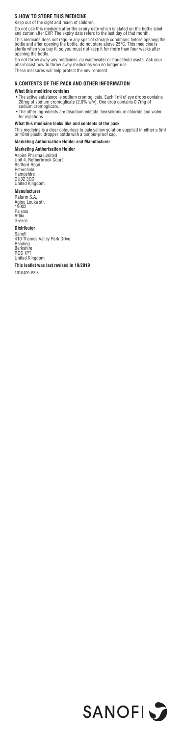## 5.HOW TO STORE THIS MEDICINE

Keep out of the sight and reach of children.

Do not use this medicine after the expiry date which is stated on the bottle label and carton after EXP. The expiry date refers to the last day of that month.

This medicine does not require any special storage conditions before opening the bottle and after opening the bottle, do not store above 25°C. This medicine is sterile when you buy it, so you must not keep it for more than four weeks after opening the bottle.

Do not throw away any medicines via wastewater or household waste. Ask your pharmacist how to throw away medicines you no longer use.

These measures will help protect the environment.

## 6.CONTENTS OF THE PACK AND OTHER INFORMATION

**What this medicine contains**

- The active substance is sodium cromoglicate. Each 1ml of eye drops contains 20mg of sodium cromoglicate (2.0% w/v). One drop contains 0.7mg of sodium cromoglicate.
- The other ingredients are disodium edetate, benzalkonium chloride and water for injections.

**What this medicine looks like and contents of the pack**

This medicine is a clear colourless to pale yellow solution supplied in either a 5ml or 10ml plastic dropper bottle with a tamper-proof cap.

**Marketing Authorisation Holder and Manufacturer**

**Marketing Authorisation Holder**

Aspire Pharma Limited
Unit 4, Rotherbrook Court
Bedford Road
Petersfield
Hampshire
GU32 3QG
United Kingdom

**Manufacturer**

Rafarm S.A.
Agiou Louka str.
19002
Paiania
Attiki
Greece

**Distributor**

Sanofi
410 Thames Valley Park Drive
Reading
Berkshire
RG6 1PT
United Kingdom

**This leaflet was last revised in 10/2019**

1010409-P3.3

SANOFI